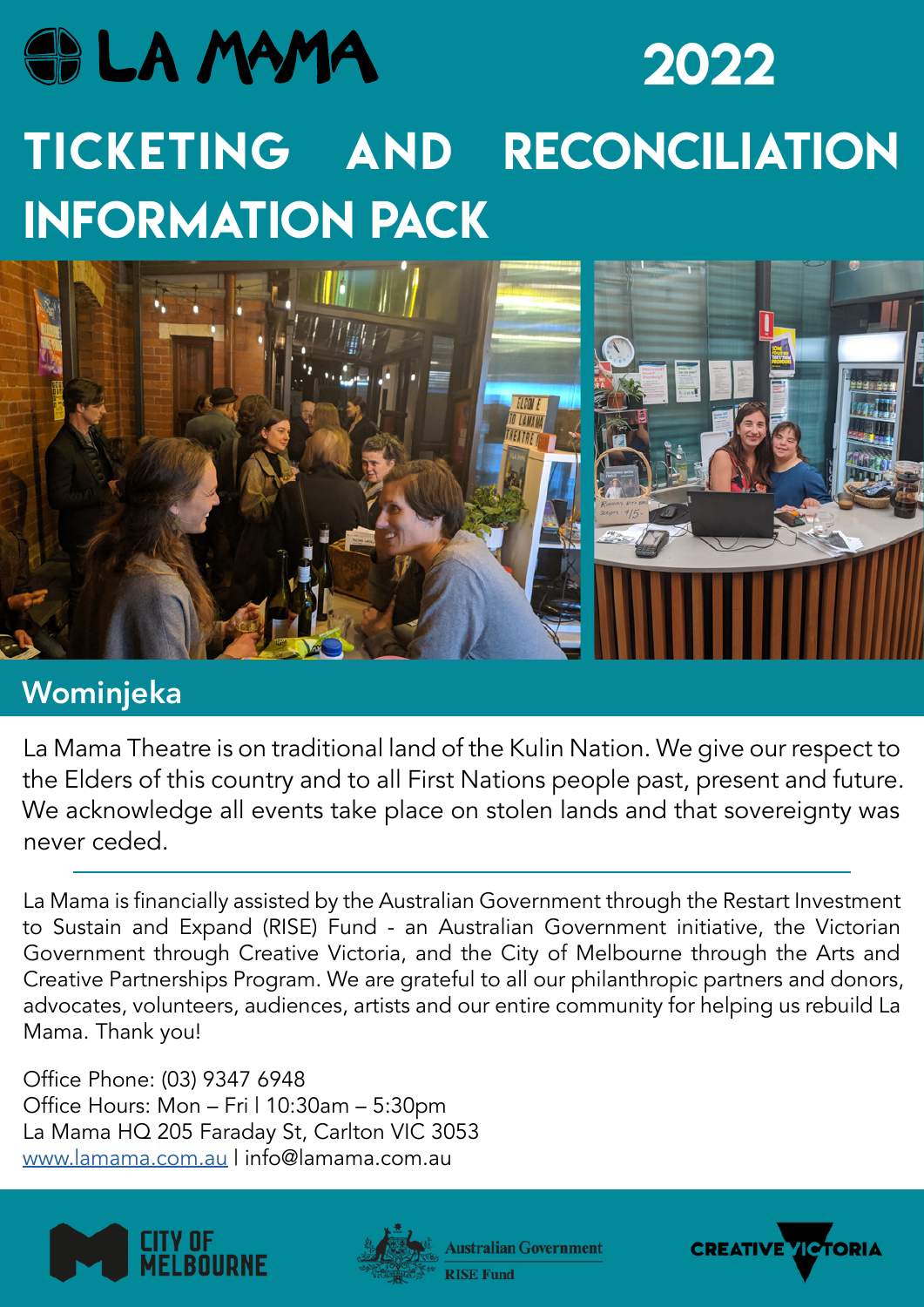# LA MAMA 2022

# TICKETING AND RECONCILIATION INFORMATION PACK

## Wominjeka

La Mama Theatre is on traditional land of the Kulin Nation. We give our respect to the Elders of this country and to all First Nations people past, present and future. We acknowledge all events take place on stolen lands and that sovereignty was never ceded.

---

La Mama is financially assisted by the Australian Government through the Restart Investment to Sustain and Expand (RISE) Fund - an Australian Government initiative, the Victorian Government through Creative Victoria, and the City of Melbourne through the Arts and Creative Partnerships Program. We are grateful to all our philanthropic partners and donors, advocates, volunteers, audiences, artists and our entire community for helping us rebuild La Mama. Thank you!

Office Phone: (03) 9347 6948
Office Hours: Mon – Fri | 10:30am – 5:30pm
La Mama HQ 205 Faraday St, Carlton VIC 3053
[www.lamama.com.au](http://www.lamama.com.au) | info@lamama.com.au

CITY OF MELBOURNE | Australian Government RISE Fund | CREATIVE VICTORIA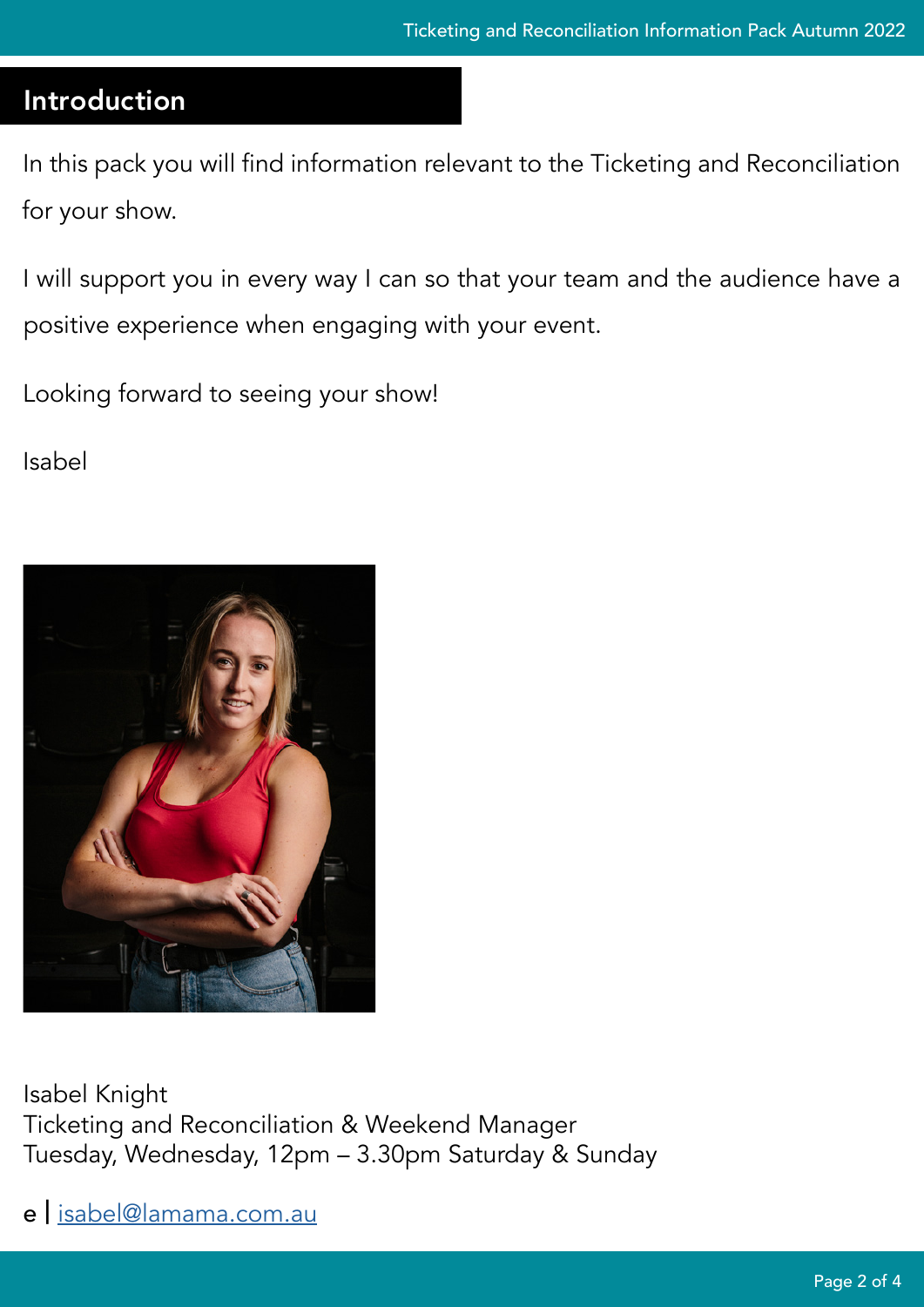## Introduction

In this pack you will find information relevant to the Ticketing and Reconciliation for your show.

I will support you in every way I can so that your team and the audience have a positive experience when engaging with your event.

Looking forward to seeing your show!

Isabel

Isabel Knight
Ticketing and Reconciliation & Weekend Manager
Tuesday, Wednesday, 12pm – 3.30pm Saturday & Sunday

e | isabel@lamama.com.au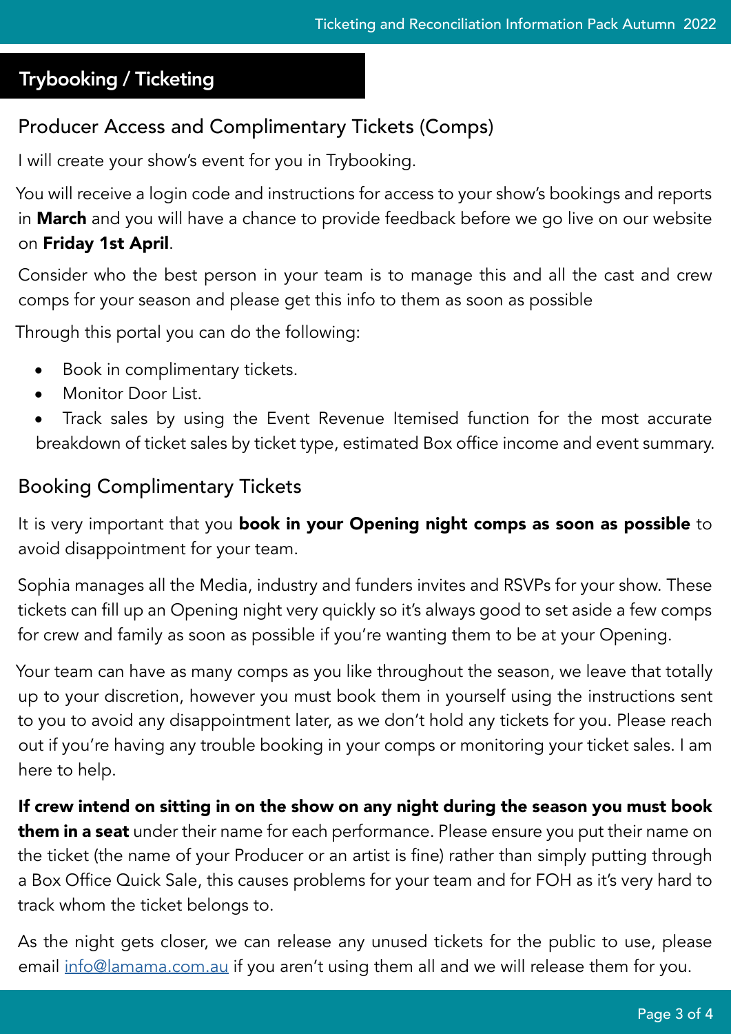## Trybooking / Ticketing

### Producer Access and Complimentary Tickets (Comps)

I will create your show's event for you in Trybooking.

You will receive a login code and instructions for access to your show's bookings and reports in **March** and you will have a chance to provide feedback before we go live on our website on **Friday 1st April**.

Consider who the best person in your team is to manage this and all the cast and crew comps for your season and please get this info to them as soon as possible

Through this portal you can do the following:

- Book in complimentary tickets.
- Monitor Door List.
- Track sales by using the Event Revenue Itemised function for the most accurate breakdown of ticket sales by ticket type, estimated Box office income and event summary.

### Booking Complimentary Tickets

It is very important that you **book in your Opening night comps as soon as possible** to avoid disappointment for your team.

Sophia manages all the Media, industry and funders invites and RSVPs for your show. These tickets can fill up an Opening night very quickly so it's always good to set aside a few comps for crew and family as soon as possible if you're wanting them to be at your Opening.

Your team can have as many comps as you like throughout the season, we leave that totally up to your discretion, however you must book them in yourself using the instructions sent to you to avoid any disappointment later, as we don't hold any tickets for you. Please reach out if you're having any trouble booking in your comps or monitoring your ticket sales. I am here to help.

**If crew intend on sitting in on the show on any night during the season you must book them in a seat** under their name for each performance. Please ensure you put their name on the ticket (the name of your Producer or an artist is fine) rather than simply putting through a Box Office Quick Sale, this causes problems for your team and for FOH as it's very hard to track whom the ticket belongs to.

As the night gets closer, we can release any unused tickets for the public to use, please email info@lamama.com.au if you aren't using them all and we will release them for you.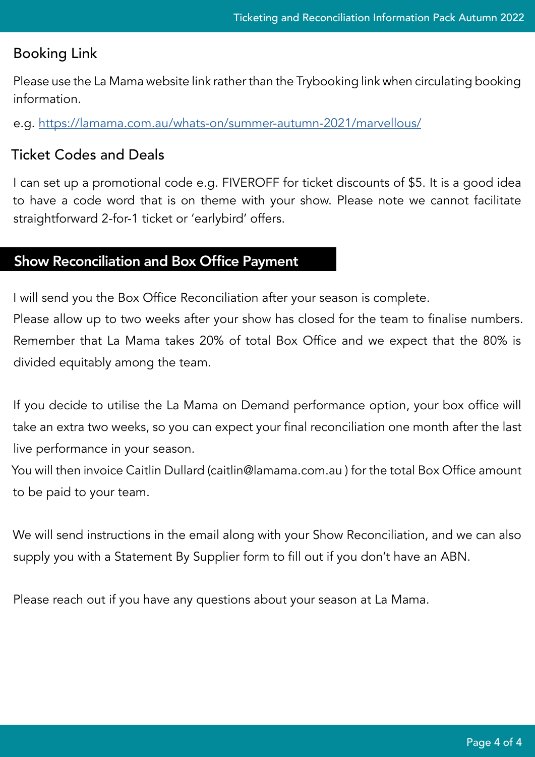## Booking Link

Please use the La Mama website link rather than the Trybooking link when circulating booking information.

e.g. [https://lamama.com.au/whats-on/summer-autumn-2021/marvellous/](https://lamama.com.au/whats-on/summer-autumn-2021/marvellous/)

## Ticket Codes and Deals

I can set up a promotional code e.g. FIVEROFF for ticket discounts of $5. It is a good idea to have a code word that is on theme with your show. Please note we cannot facilitate straightforward 2-for-1 ticket or 'earlybird' offers.

# Show Reconciliation and Box Office Payment

I will send you the Box Office Reconciliation after your season is complete.
Please allow up to two weeks after your show has closed for the team to finalise numbers. Remember that La Mama takes 20% of total Box Office and we expect that the 80% is divided equitably among the team.

If you decide to utilise the La Mama on Demand performance option, your box office will take an extra two weeks, so you can expect your final reconciliation one month after the last live performance in your season.
You will then invoice Caitlin Dullard (caitlin@lamama.com.au ) for the total Box Office amount to be paid to your team.

We will send instructions in the email along with your Show Reconciliation, and we can also supply you with a Statement By Supplier form to fill out if you don't have an ABN.

Please reach out if you have any questions about your season at La Mama.